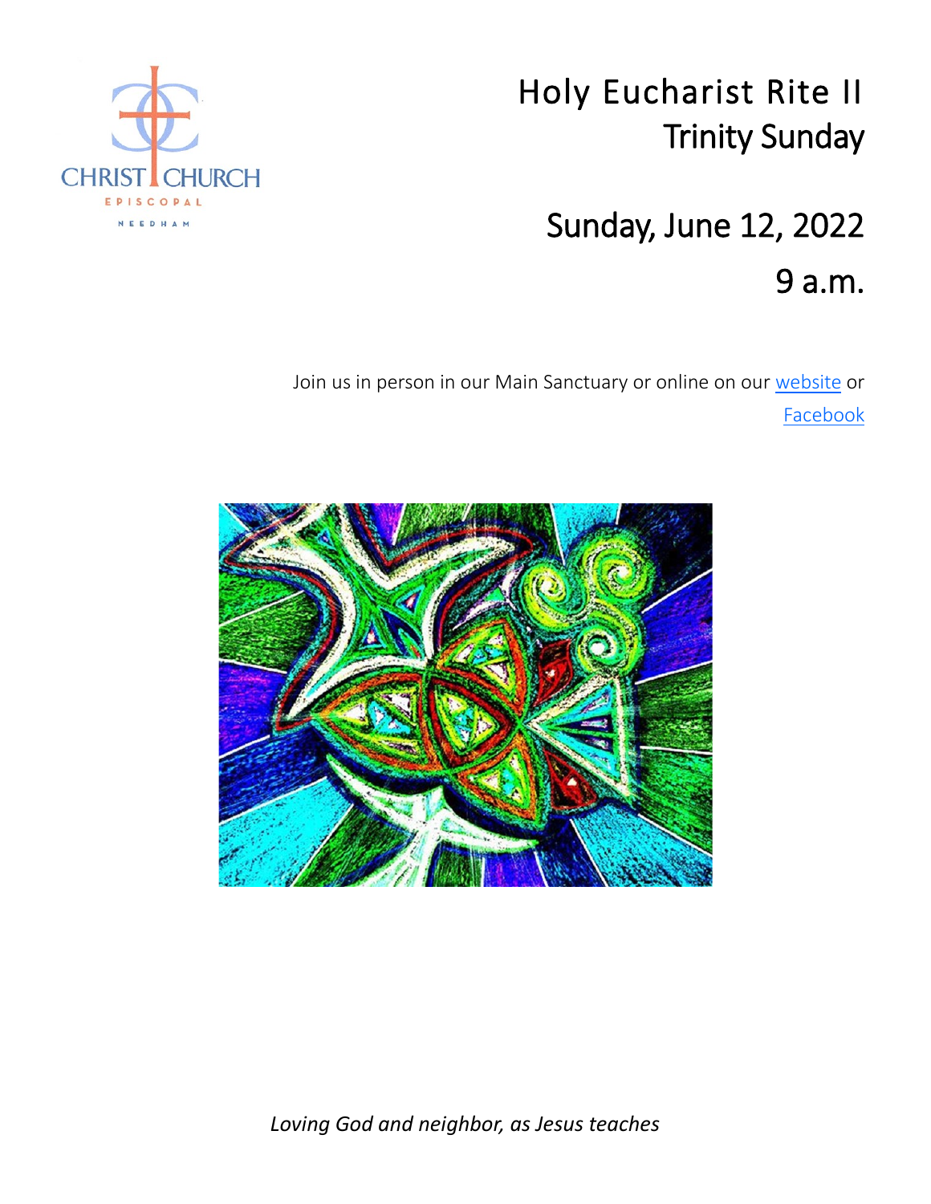CHRIST CHURCH
EPISCOPAL
NEEDHAM

# Holy Eucharist Rite II
## Trinity Sunday

## Sunday, June 12, 2022
## 9 a.m.

Join us in person in our Main Sanctuary or online on our website or Facebook

*Loving God and neighbor, as Jesus teaches*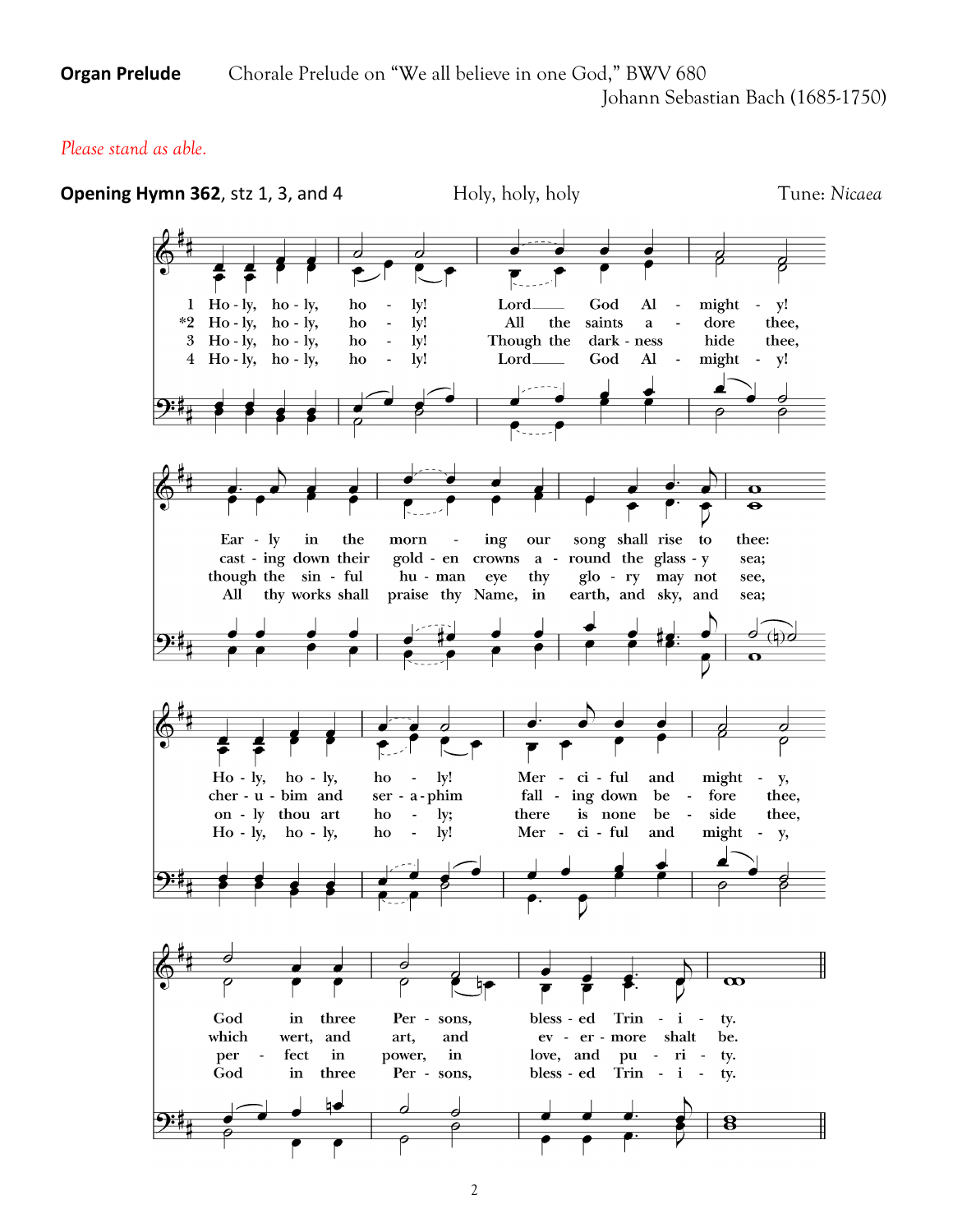**Organ Prelude** Chorale Prelude on "We all believe in one God," BWV 680
Johann Sebastian Bach (1685-1750)

*Please stand as able.*

**Opening Hymn 362**, stz 1, 3, and 4 Holy, holy, holy Tune: *Nicaea*

1 Ho - ly, ho - ly, ho - ly! Lord God Al - might - y! Ear - ly in the morn - ing our song shall rise to thee: Ho - ly, ho - ly, ho - ly! Mer - ci - ful and might - y, God in three Per - sons, bless - ed Trin - i - ty.

*2 Ho - ly, ho - ly, ho - ly! All the saints a - dore thee, cast - ing down their gold - en crowns a - round the glass - y sea; cher - u - bim and ser - a - phim fall - ing down be - fore thee, which wert, and art, and ev - er - more shalt be.

3 Ho - ly, ho - ly, ho - ly! Though the dark - ness hide thee, though the sin - ful hu - man eye thy glo - ry may not see, on - ly thou art ho - ly; there is none be - side thee, per - fect in power, in love, and pu - ri - ty.

4 Ho - ly, ho - ly, ho - ly! Lord God Al - might - y! All thy works shall praise thy Name, in earth, and sky, and sea; Ho - ly, ho - ly, ho - ly! Mer - ci - ful and might - y, God in three Per - sons, bless - ed Trin - i - ty.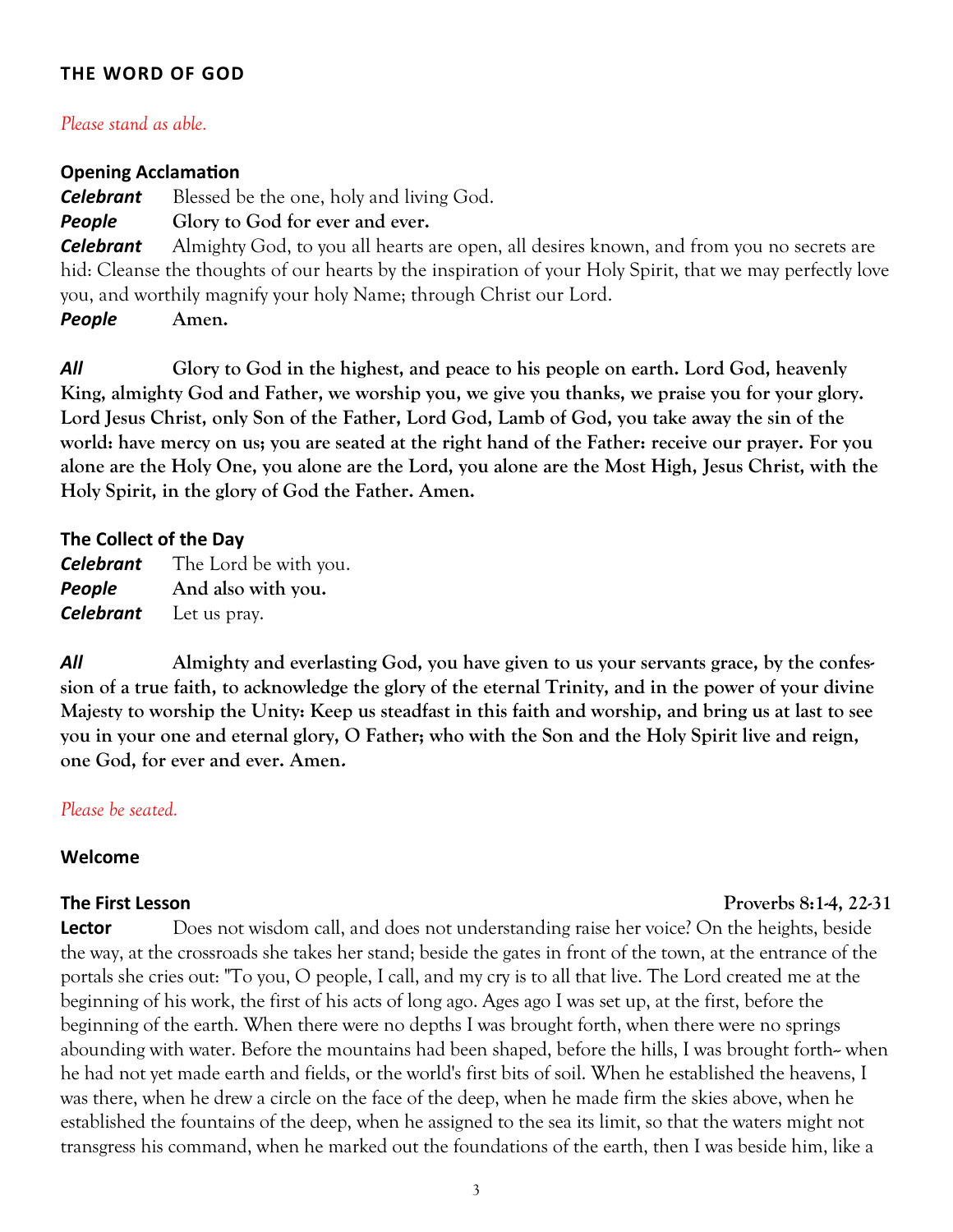## THE WORD OF GOD

*Please stand as able.*

### Opening Acclamation

***Celebrant*** Blessed be the one, holy and living God.

***People*** **Glory to God for ever and ever.**

***Celebrant*** Almighty God, to you all hearts are open, all desires known, and from you no secrets are hid: Cleanse the thoughts of our hearts by the inspiration of your Holy Spirit, that we may perfectly love you, and worthily magnify your holy Name; through Christ our Lord.

***People*** **Amen.**

***All*** **Glory to God in the highest, and peace to his people on earth. Lord God, heavenly King, almighty God and Father, we worship you, we give you thanks, we praise you for your glory. Lord Jesus Christ, only Son of the Father, Lord God, Lamb of God, you take away the sin of the world: have mercy on us; you are seated at the right hand of the Father: receive our prayer. For you alone are the Holy One, you alone are the Lord, you alone are the Most High, Jesus Christ, with the Holy Spirit, in the glory of God the Father. Amen.**

### The Collect of the Day

***Celebrant*** The Lord be with you.

***People*** **And also with you.**

***Celebrant*** Let us pray.

***All*** **Almighty and everlasting God, you have given to us your servants grace, by the confession of a true faith, to acknowledge the glory of the eternal Trinity, and in the power of your divine Majesty to worship the Unity: Keep us steadfast in this faith and worship, and bring us at last to see you in your one and eternal glory, O Father; who with the Son and the Holy Spirit live and reign, one God, for ever and ever. Amen.**

*Please be seated.*

### Welcome

### The First Lesson — Proverbs 8:1-4, 22-31

**Lector** Does not wisdom call, and does not understanding raise her voice? On the heights, beside the way, at the crossroads she takes her stand; beside the gates in front of the town, at the entrance of the portals she cries out: "To you, O people, I call, and my cry is to all that live. The Lord created me at the beginning of his work, the first of his acts of long ago. Ages ago I was set up, at the first, before the beginning of the earth. When there were no depths I was brought forth, when there were no springs abounding with water. Before the mountains had been shaped, before the hills, I was brought forth-- when he had not yet made earth and fields, or the world's first bits of soil. When he established the heavens, I was there, when he drew a circle on the face of the deep, when he made firm the skies above, when he established the fountains of the deep, when he assigned to the sea its limit, so that the waters might not transgress his command, when he marked out the foundations of the earth, then I was beside him, like a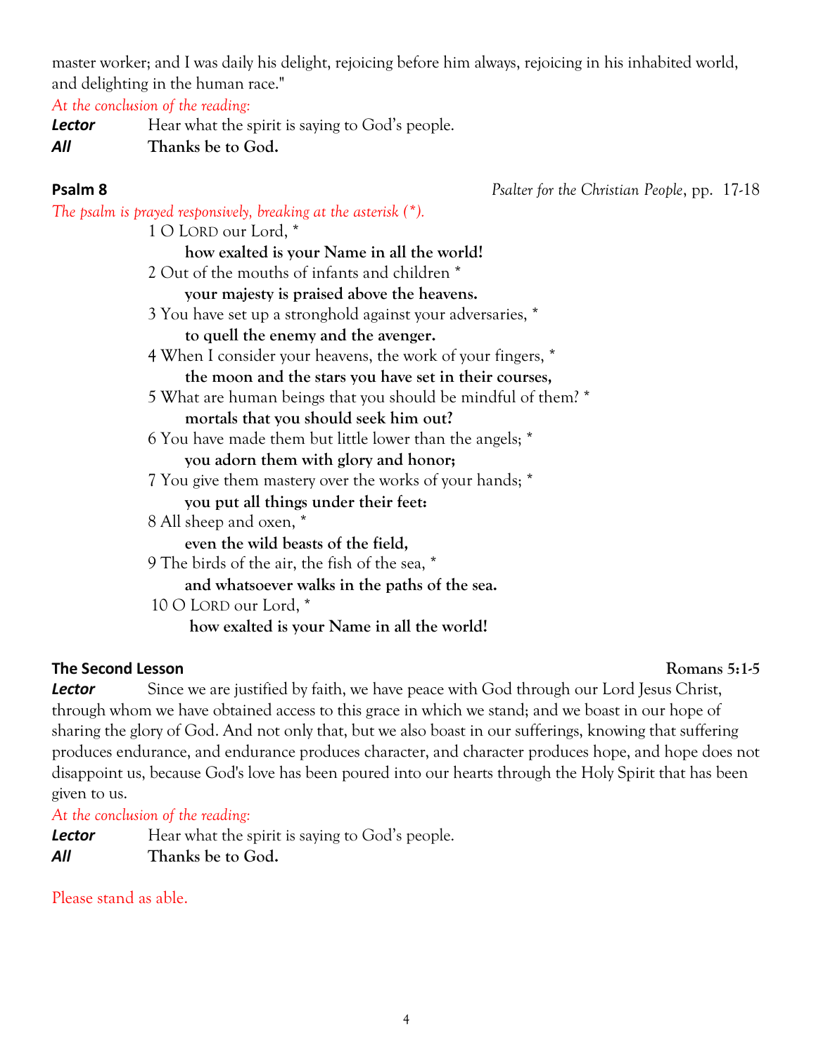master worker; and I was daily his delight, rejoicing before him always, rejoicing in his inhabited world, and delighting in the human race."

*At the conclusion of the reading:*

***Lector*** Hear what the spirit is saying to God's people.
***All*** **Thanks be to God.**

**Psalm 8** *Psalter for the Christian People*, pp. 17-18

*The psalm is prayed responsively, breaking at the asterisk (*).*

1 O LORD our Lord, *
 **how exalted is your Name in all the world!**
2 Out of the mouths of infants and children *
 **your majesty is praised above the heavens.**
3 You have set up a stronghold against your adversaries, *
 **to quell the enemy and the avenger.**
4 When I consider your heavens, the work of your fingers, *
 **the moon and the stars you have set in their courses,**
5 What are human beings that you should be mindful of them? *
 **mortals that you should seek him out?**
6 You have made them but little lower than the angels; *
 **you adorn them with glory and honor;**
7 You give them mastery over the works of your hands; *
 **you put all things under their feet:**
8 All sheep and oxen, *
 **even the wild beasts of the field,**
9 The birds of the air, the fish of the sea, *
 **and whatsoever walks in the paths of the sea.**
10 O LORD our Lord, *
 **how exalted is your Name in all the world!**

**The Second Lesson** **Romans 5:1-5**

***Lector*** Since we are justified by faith, we have peace with God through our Lord Jesus Christ, through whom we have obtained access to this grace in which we stand; and we boast in our hope of sharing the glory of God. And not only that, but we also boast in our sufferings, knowing that suffering produces endurance, and endurance produces character, and character produces hope, and hope does not disappoint us, because God's love has been poured into our hearts through the Holy Spirit that has been given to us.

*At the conclusion of the reading:*

***Lector*** Hear what the spirit is saying to God's people.
***All*** **Thanks be to God.**

Please stand as able.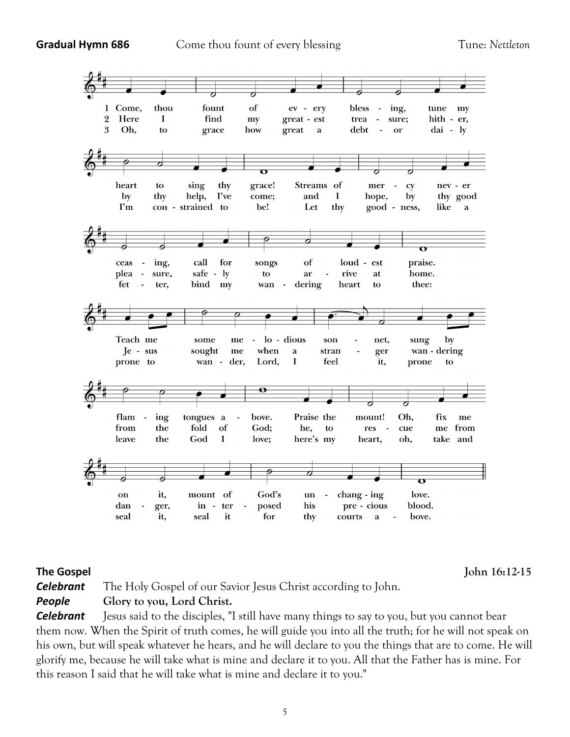**Gradual Hymn 686** Come thou fount of every blessing Tune: *Nettleton*

1 Come, thou fount of every blessing, tune my heart to sing thy grace! Streams of mercy never ceasing, call for songs of loudest praise. Teach me some melodious sonnet, sung by flaming tongues above. Praise the mount! Oh, fix me on it, mount of God's unchanging love.

2 Here I find my greatest treasure; hither, by thy help, I've come; and I hope, by thy good pleasure, safely to arrive at home. Jesus sought me when a stranger wandering from the fold of God; he, to rescue me from danger, interposed his precious blood.

3 Oh, to grace how great a debtor daily I'm constrained to be! Let thy goodness, like a fetter, bind my wandering heart to thee: prone to wander, Lord, I feel it, prone to leave the God I love; here's my heart, oh, take and seal it, seal it for thy courts above.

**The Gospel** **John 16:12-15**

***Celebrant*** The Holy Gospel of our Savior Jesus Christ according to John.

***People*** **Glory to you, Lord Christ.**

***Celebrant*** Jesus said to the disciples, "I still have many things to say to you, but you cannot bear them now. When the Spirit of truth comes, he will guide you into all the truth; for he will not speak on his own, but will speak whatever he hears, and he will declare to you the things that are to come. He will glorify me, because he will take what is mine and declare it to you. All that the Father has is mine. For this reason I said that he will take what is mine and declare it to you."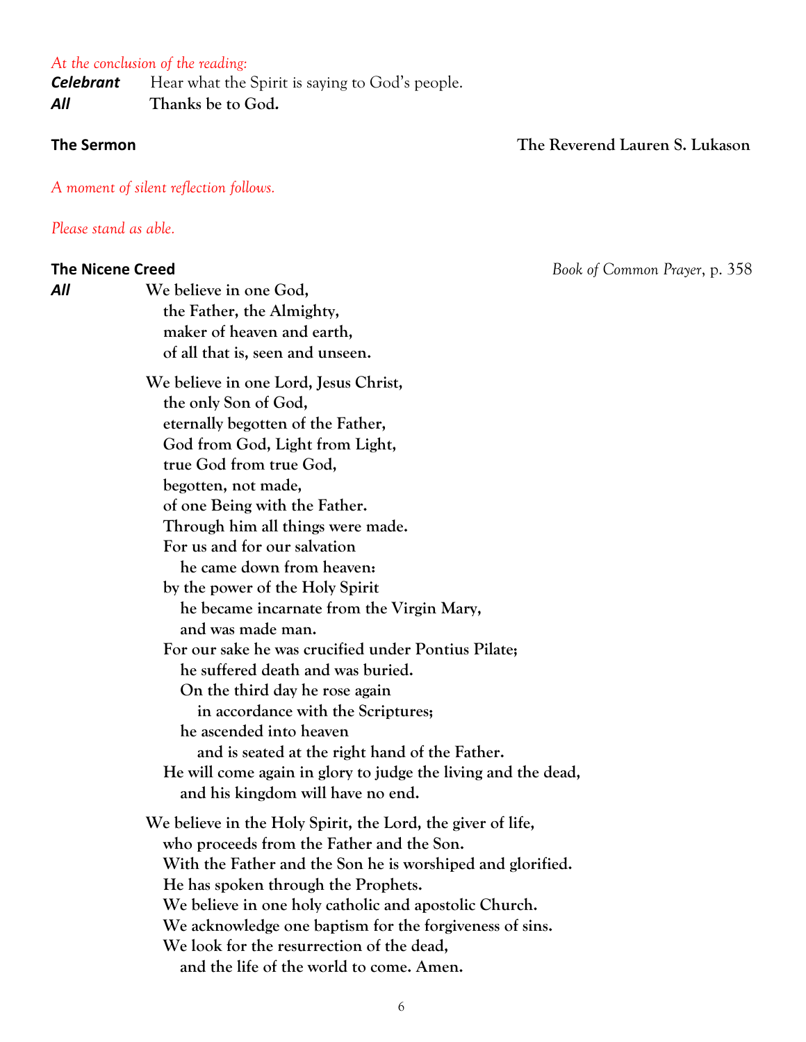*At the conclusion of the reading:*

***Celebrant*** Hear what the Spirit is saying to God's people.
***All*** **Thanks be to God.**

**The Sermon** **The Reverend Lauren S. Lukason**

*A moment of silent reflection follows.*

*Please stand as able.*

**The Nicene Creed** *Book of Common Prayer*, p. 358

***All***
**We believe in one God,**
**the Father, the Almighty,**
**maker of heaven and earth,**
**of all that is, seen and unseen.**

**We believe in one Lord, Jesus Christ,**
**the only Son of God,**
**eternally begotten of the Father,**
**God from God, Light from Light,**
**true God from true God,**
**begotten, not made,**
**of one Being with the Father.**
**Through him all things were made.**
**For us and for our salvation**
**he came down from heaven:**
**by the power of the Holy Spirit**
**he became incarnate from the Virgin Mary,**
**and was made man.**
**For our sake he was crucified under Pontius Pilate;**
**he suffered death and was buried.**
**On the third day he rose again**
**in accordance with the Scriptures;**
**he ascended into heaven**
**and is seated at the right hand of the Father.**
**He will come again in glory to judge the living and the dead,**
**and his kingdom will have no end.**

**We believe in the Holy Spirit, the Lord, the giver of life,**
**who proceeds from the Father and the Son.**
**With the Father and the Son he is worshiped and glorified.**
**He has spoken through the Prophets.**
**We believe in one holy catholic and apostolic Church.**
**We acknowledge one baptism for the forgiveness of sins.**
**We look for the resurrection of the dead,**
**and the life of the world to come. Amen.**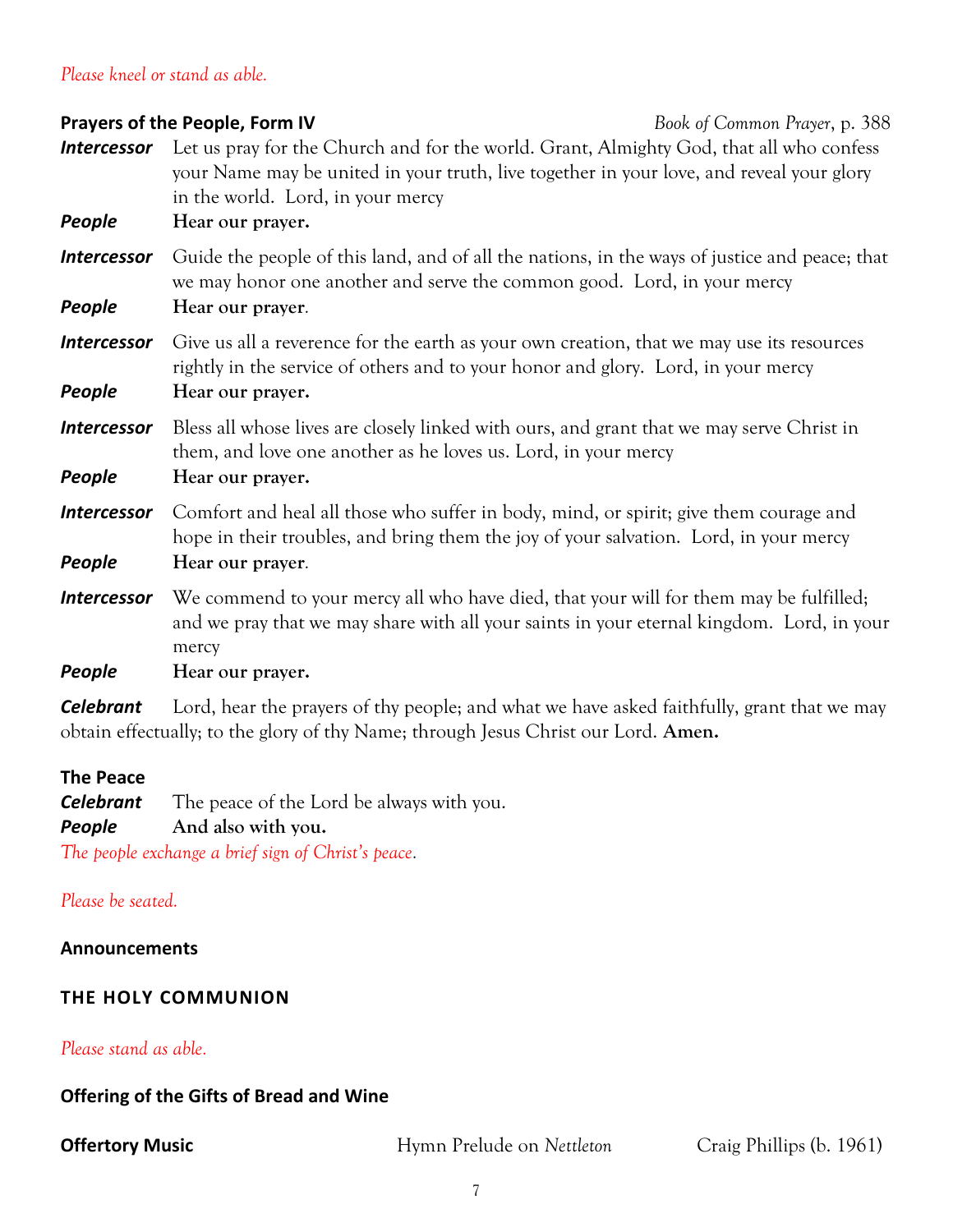*Please kneel or stand as able.*

**Prayers of the People, Form IV** *Book of Common Prayer*, p. 388

***Intercessor*** Let us pray for the Church and for the world. Grant, Almighty God, that all who confess your Name may be united in your truth, live together in your love, and reveal your glory in the world. Lord, in your mercy

***People*** **Hear our prayer.**

***Intercessor*** Guide the people of this land, and of all the nations, in the ways of justice and peace; that we may honor one another and serve the common good. Lord, in your mercy

***People*** **Hear our prayer**.

***Intercessor*** Give us all a reverence for the earth as your own creation, that we may use its resources rightly in the service of others and to your honor and glory. Lord, in your mercy

***People*** **Hear our prayer.**

***Intercessor*** Bless all whose lives are closely linked with ours, and grant that we may serve Christ in them, and love one another as he loves us. Lord, in your mercy

***People*** **Hear our prayer.**

***Intercessor*** Comfort and heal all those who suffer in body, mind, or spirit; give them courage and hope in their troubles, and bring them the joy of your salvation. Lord, in your mercy

***People*** **Hear our prayer**.

***Intercessor*** We commend to your mercy all who have died, that your will for them may be fulfilled; and we pray that we may share with all your saints in your eternal kingdom. Lord, in your mercy

***People*** **Hear our prayer.**

***Celebrant*** Lord, hear the prayers of thy people; and what we have asked faithfully, grant that we may obtain effectually; to the glory of thy Name; through Jesus Christ our Lord. **Amen.**

**The Peace**

***Celebrant*** The peace of the Lord be always with you.

***People*** **And also with you.**

*The people exchange a brief sign of Christ's peace.*

*Please be seated.*

**Announcements**

## THE HOLY COMMUNION

*Please stand as able.*

**Offering of the Gifts of Bread and Wine**

**Offertory Music** Hymn Prelude on *Nettleton* Craig Phillips (b. 1961)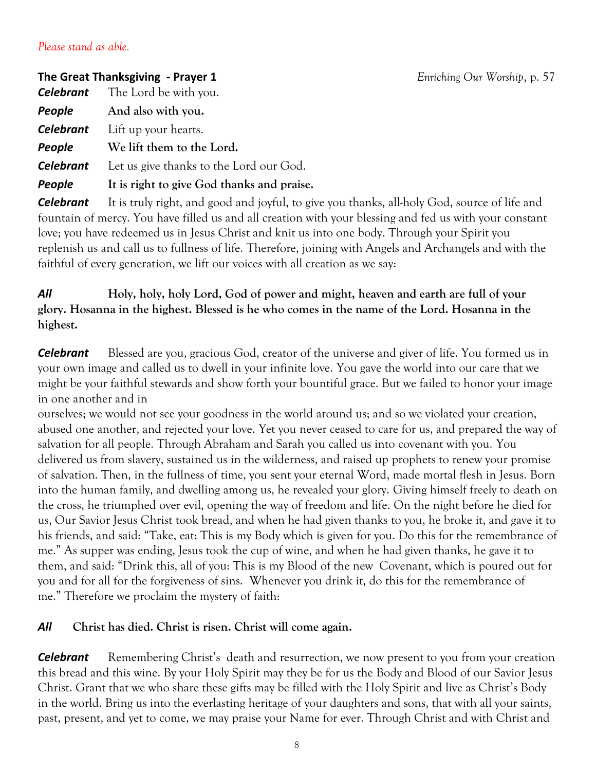*Please stand as able.*

**The Great Thanksgiving - Prayer 1** *Enriching Our Worship*, p. 57

***Celebrant*** The Lord be with you.

***People*** **And also with you.**

***Celebrant*** Lift up your hearts.

***People*** **We lift them to the Lord.**

***Celebrant*** Let us give thanks to the Lord our God.

***People*** **It is right to give God thanks and praise.**

***Celebrant*** It is truly right, and good and joyful, to give you thanks, all-holy God, source of life and fountain of mercy. You have filled us and all creation with your blessing and fed us with your constant love; you have redeemed us in Jesus Christ and knit us into one body. Through your Spirit you replenish us and call us to fullness of life. Therefore, joining with Angels and Archangels and with the faithful of every generation, we lift our voices with all creation as we say:

***All*** **Holy, holy, holy Lord, God of power and might, heaven and earth are full of your glory. Hosanna in the highest. Blessed is he who comes in the name of the Lord. Hosanna in the highest.**

***Celebrant*** Blessed are you, gracious God, creator of the universe and giver of life. You formed us in your own image and called us to dwell in your infinite love. You gave the world into our care that we might be your faithful stewards and show forth your bountiful grace. But we failed to honor your image in one another and in ourselves; we would not see your goodness in the world around us; and so we violated your creation, abused one another, and rejected your love. Yet you never ceased to care for us, and prepared the way of salvation for all people. Through Abraham and Sarah you called us into covenant with you. You delivered us from slavery, sustained us in the wilderness, and raised up prophets to renew your promise of salvation. Then, in the fullness of time, you sent your eternal Word, made mortal flesh in Jesus. Born into the human family, and dwelling among us, he revealed your glory. Giving himself freely to death on the cross, he triumphed over evil, opening the way of freedom and life. On the night before he died for us, Our Savior Jesus Christ took bread, and when he had given thanks to you, he broke it, and gave it to his friends, and said: "Take, eat: This is my Body which is given for you. Do this for the remembrance of me." As supper was ending, Jesus took the cup of wine, and when he had given thanks, he gave it to them, and said: "Drink this, all of you: This is my Blood of the new Covenant, which is poured out for you and for all for the forgiveness of sins. Whenever you drink it, do this for the remembrance of me." Therefore we proclaim the mystery of faith:

***All*** **Christ has died. Christ is risen. Christ will come again.**

***Celebrant*** Remembering Christ's death and resurrection, we now present to you from your creation this bread and this wine. By your Holy Spirit may they be for us the Body and Blood of our Savior Jesus Christ. Grant that we who share these gifts may be filled with the Holy Spirit and live as Christ's Body in the world. Bring us into the everlasting heritage of your daughters and sons, that with all your saints, past, present, and yet to come, we may praise your Name for ever. Through Christ and with Christ and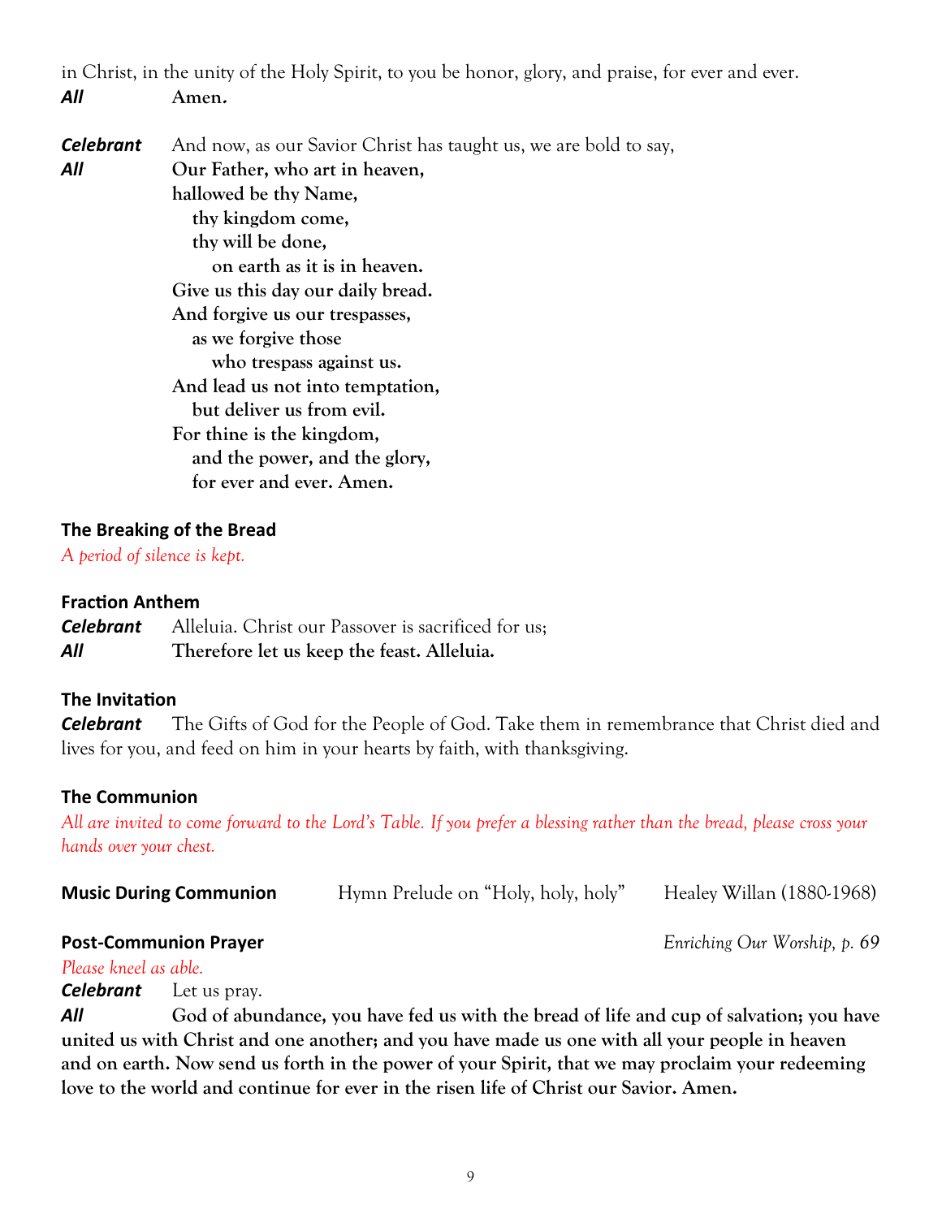in Christ, in the unity of the Holy Spirit, to you be honor, glory, and praise, for ever and ever.

***All*** **Amen.**

***Celebrant*** And now, as our Savior Christ has taught us, we are bold to say,

***All*** **Our Father, who art in heaven,**
**hallowed be thy Name,**
**thy kingdom come,**
**thy will be done,**
**on earth as it is in heaven.**
**Give us this day our daily bread.**
**And forgive us our trespasses,**
**as we forgive those**
**who trespass against us.**
**And lead us not into temptation,**
**but deliver us from evil.**
**For thine is the kingdom,**
**and the power, and the glory,**
**for ever and ever. Amen.**

### The Breaking of the Bread

*A period of silence is kept.*

### Fraction Anthem

***Celebrant*** Alleluia. Christ our Passover is sacrificed for us;

***All*** **Therefore let us keep the feast. Alleluia.**

### The Invitation

***Celebrant*** The Gifts of God for the People of God. Take them in remembrance that Christ died and lives for you, and feed on him in your hearts by faith, with thanksgiving.

### The Communion

*All are invited to come forward to the Lord's Table. If you prefer a blessing rather than the bread, please cross your hands over your chest.*

**Music During Communion** Hymn Prelude on "Holy, holy, holy" Healey Willan (1880-1968)

**Post-Communion Prayer** *Enriching Our Worship, p. 69*

*Please kneel as able.*

***Celebrant*** Let us pray.

***All*** **God of abundance, you have fed us with the bread of life and cup of salvation; you have united us with Christ and one another; and you have made us one with all your people in heaven and on earth. Now send us forth in the power of your Spirit, that we may proclaim your redeeming love to the world and continue for ever in the risen life of Christ our Savior. Amen.**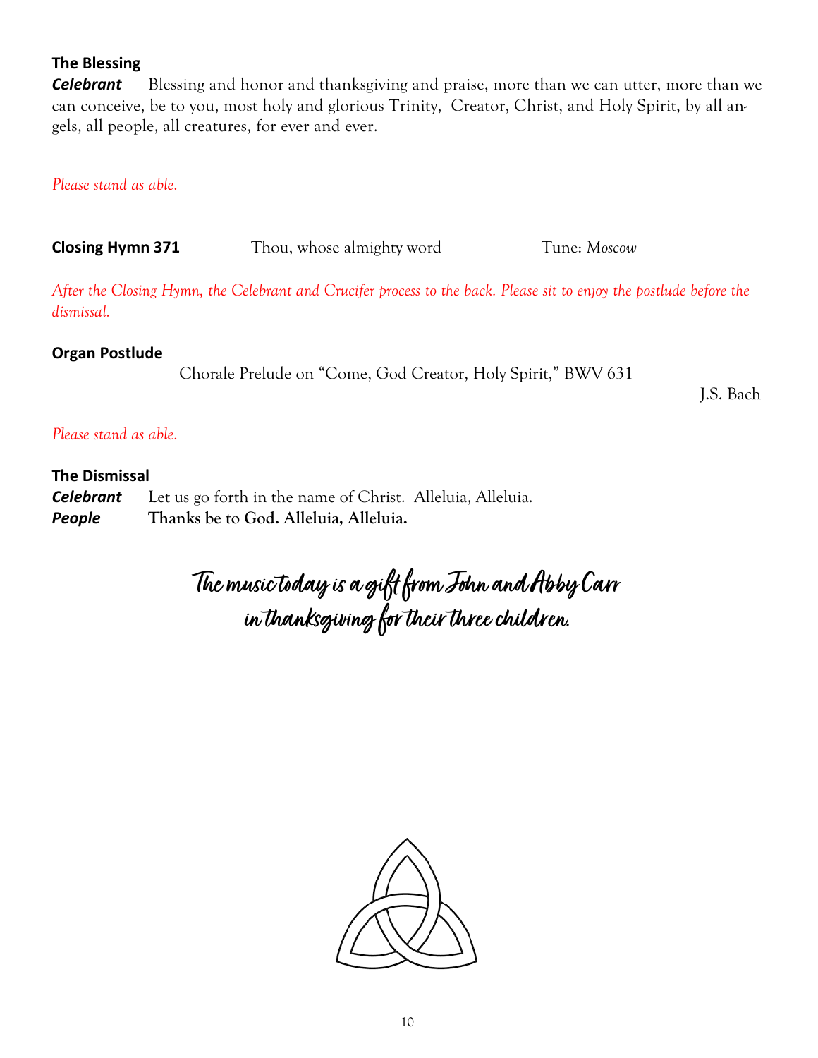### The Blessing

***Celebrant*** Blessing and honor and thanksgiving and praise, more than we can utter, more than we can conceive, be to you, most holy and glorious Trinity, Creator, Christ, and Holy Spirit, by all angels, all people, all creatures, for ever and ever.

*Please stand as able.*

**Closing Hymn 371** Thou, whose almighty word Tune: *Moscow*

*After the Closing Hymn, the Celebrant and Crucifer process to the back. Please sit to enjoy the postlude before the dismissal.*

### Organ Postlude

Chorale Prelude on "Come, God Creator, Holy Spirit," BWV 631

J.S. Bach

*Please stand as able.*

### The Dismissal

***Celebrant*** Let us go forth in the name of Christ. Alleluia, Alleluia.
***People*** **Thanks be to God. Alleluia, Alleluia.**

*The music today is a gift from John and Abby Carr in thanksgiving for their three children.*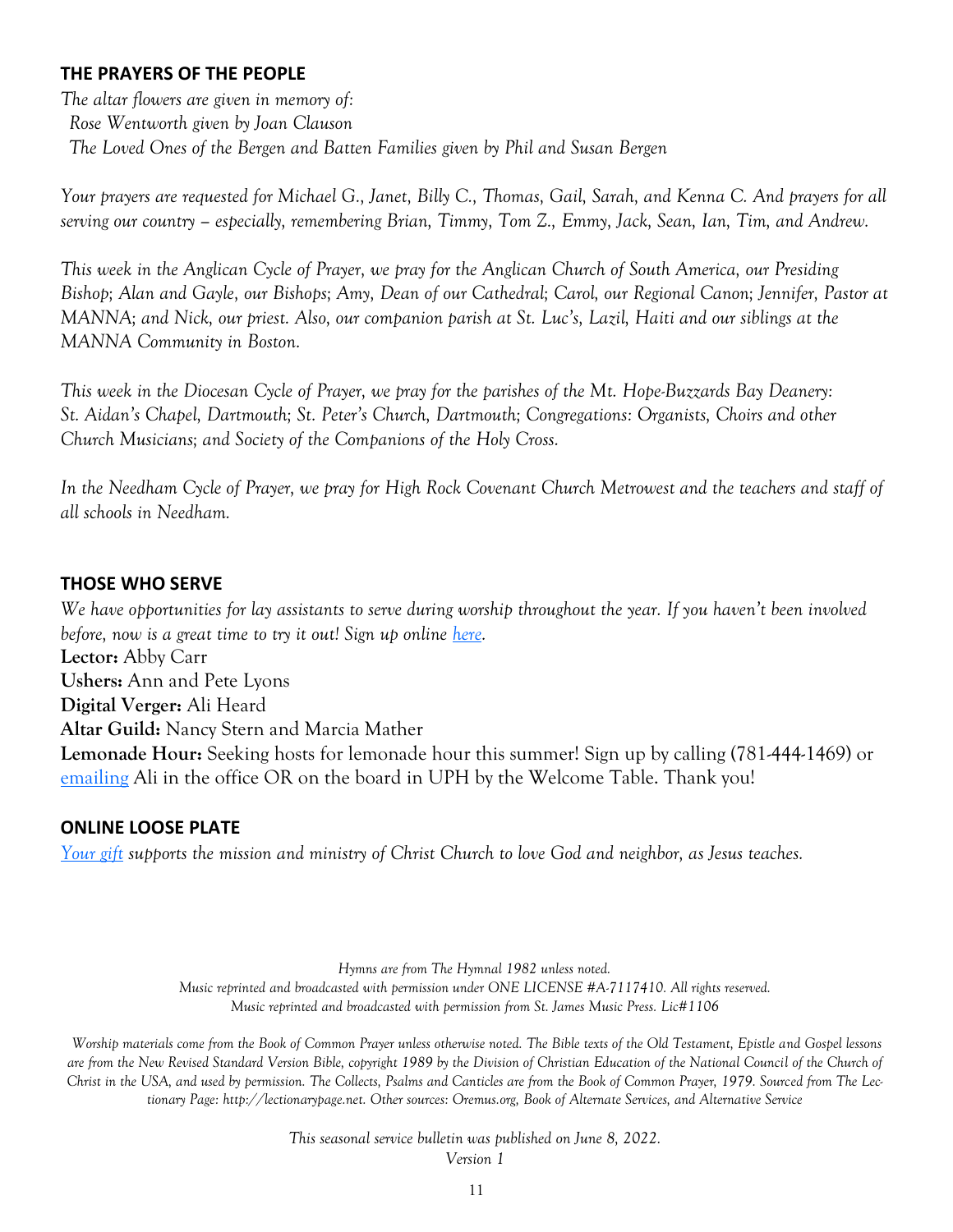## THE PRAYERS OF THE PEOPLE

*The altar flowers are given in memory of:*
*Rose Wentworth given by Joan Clauson*
*The Loved Ones of the Bergen and Batten Families given by Phil and Susan Bergen*

*Your prayers are requested for Michael G., Janet, Billy C., Thomas, Gail, Sarah, and Kenna C. And prayers for all serving our country – especially, remembering Brian, Timmy, Tom Z., Emmy, Jack, Sean, Ian, Tim, and Andrew.*

*This week in the Anglican Cycle of Prayer, we pray for the Anglican Church of South America, our Presiding Bishop; Alan and Gayle, our Bishops; Amy, Dean of our Cathedral; Carol, our Regional Canon; Jennifer, Pastor at MANNA; and Nick, our priest. Also, our companion parish at St. Luc's, Lazil, Haiti and our siblings at the MANNA Community in Boston.*

*This week in the Diocesan Cycle of Prayer, we pray for the parishes of the Mt. Hope-Buzzards Bay Deanery: St. Aidan's Chapel, Dartmouth; St. Peter's Church, Dartmouth; Congregations: Organists, Choirs and other Church Musicians; and Society of the Companions of the Holy Cross.*

*In the Needham Cycle of Prayer, we pray for High Rock Covenant Church Metrowest and the teachers and staff of all schools in Needham.*

## THOSE WHO SERVE

*We have opportunities for lay assistants to serve during worship throughout the year. If you haven't been involved before, now is a great time to try it out! Sign up online here.*

**Lector:** Abby Carr
**Ushers:** Ann and Pete Lyons
**Digital Verger:** Ali Heard
**Altar Guild:** Nancy Stern and Marcia Mather
**Lemonade Hour:** Seeking hosts for lemonade hour this summer! Sign up by calling (781-444-1469) or emailing Ali in the office OR on the board in UPH by the Welcome Table. Thank you!

## ONLINE LOOSE PLATE

*Your gift supports the mission and ministry of Christ Church to love God and neighbor, as Jesus teaches.*

*Hymns are from The Hymnal 1982 unless noted.*
*Music reprinted and broadcasted with permission under ONE LICENSE #A-7117410. All rights reserved.*
*Music reprinted and broadcasted with permission from St. James Music Press. Lic#1106*

*Worship materials come from the Book of Common Prayer unless otherwise noted. The Bible texts of the Old Testament, Epistle and Gospel lessons are from the New Revised Standard Version Bible, copyright 1989 by the Division of Christian Education of the National Council of the Church of Christ in the USA, and used by permission. The Collects, Psalms and Canticles are from the Book of Common Prayer, 1979. Sourced from The Lectionary Page: http://lectionarypage.net. Other sources: Oremus.org, Book of Alternate Services, and Alternative Service*

*This seasonal service bulletin was published on June 8, 2022.*
*Version 1*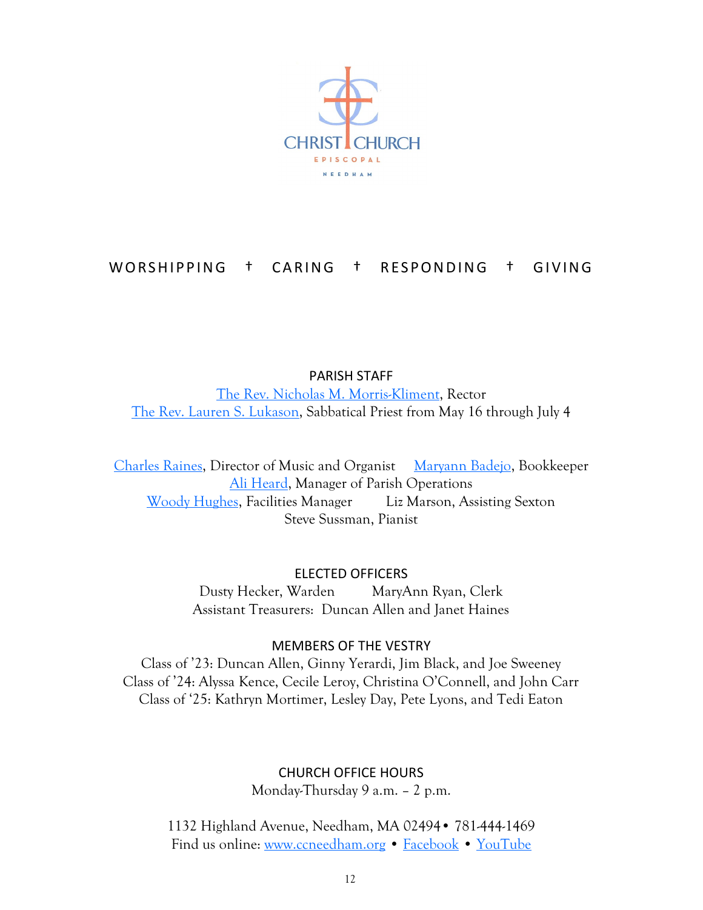CHRIST CHURCH
EPISCOPAL
NEEDHAM

WORSHIPPING † CARING † RESPONDING † GIVING

## PARISH STAFF

The Rev. Nicholas M. Morris-Kliment, Rector
The Rev. Lauren S. Lukason, Sabbatical Priest from May 16 through July 4

Charles Raines, Director of Music and Organist
Maryann Badejo, Bookkeeper
Ali Heard, Manager of Parish Operations
Woody Hughes, Facilities Manager
Liz Marson, Assisting Sexton
Steve Sussman, Pianist

## ELECTED OFFICERS

Dusty Hecker, Warden
MaryAnn Ryan, Clerk
Assistant Treasurers: Duncan Allen and Janet Haines

## MEMBERS OF THE VESTRY

Class of '23: Duncan Allen, Ginny Yerardi, Jim Black, and Joe Sweeney
Class of '24: Alyssa Kence, Cecile Leroy, Christina O'Connell, and John Carr
Class of '25: Kathryn Mortimer, Lesley Day, Pete Lyons, and Tedi Eaton

## CHURCH OFFICE HOURS

Monday-Thursday 9 a.m. – 2 p.m.

1132 Highland Avenue, Needham, MA 02494 • 781-444-1469
Find us online: www.ccneedham.org • Facebook • YouTube